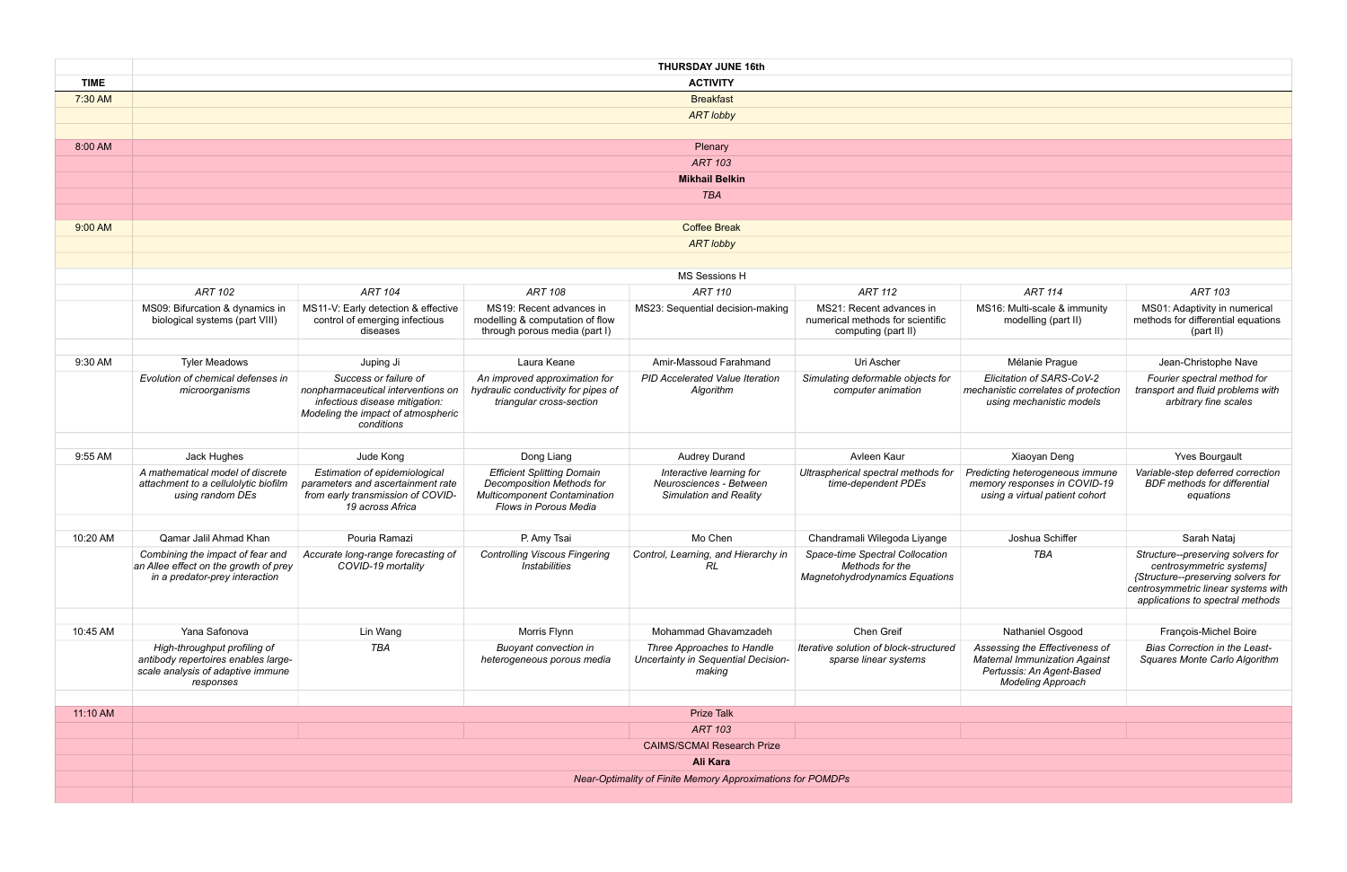| TIME | THURSDAY JUNE 16th | | | | | | |
|---|---|---|---|---|---|---|---|
| | ACTIVITY | | | | | | |
| 7:30 AM | Breakfast | | | | | | |
| | *ART lobby* | | | | | | |
| 8:00 AM | Plenary | | | | | | |
| | *ART 103* | | | | | | |
| | **Mikhail Belkin** | | | | | | |
| | *TBA* | | | | | | |
| 9:00 AM | Coffee Break | | | | | | |
| | *ART lobby* | | | | | | |
| | MS Sessions H | | | | | | |
| | *ART 102* | *ART 104* | *ART 108* | *ART 110* | *ART 112* | *ART 114* | *ART 103* |
| | MS09: Bifurcation & dynamics in biological systems (part VIII) | MS11-V: Early detection & effective control of emerging infectious diseases | MS19: Recent advances in modelling & computation of flow through porous media (part I) | MS23: Sequential decision-making | MS21: Recent advances in numerical methods for scientific computing (part II) | MS16: Multi-scale & immunity modelling (part II) | MS01: Adaptivity in numerical methods for differential equations (part II) |
| 9:30 AM | Tyler Meadows | Juping Ji | Laura Keane | Amir-Massoud Farahmand | Uri Ascher | Mélanie Prague | Jean-Christophe Nave |
| | *Evolution of chemical defenses in microorganisms* | *Success or failure of nonpharmaceutical interventions on infectious disease mitigation: Modeling the impact of atmospheric conditions* | *An improved approximation for hydraulic conductivity for pipes of triangular cross-section* | *PID Accelerated Value Iteration Algorithm* | *Simulating deformable objects for computer animation* | *Elicitation of SARS-CoV-2 mechanistic correlates of protection using mechanistic models* | *Fourier spectral method for transport and fluid problems with arbitrary fine scales* |
| 9:55 AM | Jack Hughes | Jude Kong | Dong Liang | Audrey Durand | Avleen Kaur | Xiaoyan Deng | Yves Bourgault |
| | *A mathematical model of discrete attachment to a cellulolytic biofilm using random DEs* | *Estimation of epidemiological parameters and ascertainment rate from early transmission of COVID-19 across Africa* | *Efficient Splitting Domain Decomposition Methods for Multicomponent Contamination Flows in Porous Media* | *Interactive learning for Neurosciences - Between Simulation and Reality* | *Ultraspherical spectral methods for time-dependent PDEs* | *Predicting heterogeneous immune memory responses in COVID-19 using a virtual patient cohort* | *Variable-step deferred correction BDF methods for differential equations* |
| 10:20 AM | Qamar Jalil Ahmad Khan | Pouria Ramazi | P. Amy Tsai | Mo Chen | Chandramali Wilegoda Liyange | Joshua Schiffer | Sarah Nataj |
| | *Combining the impact of fear and an Allee effect on the growth of prey in a predator-prey interaction* | *Accurate long-range forecasting of COVID-19 mortality* | *Controlling Viscous Fingering Instabilities* | *Control, Learning, and Hierarchy in RL* | *Space-time Spectral Collocation Methods for the Magnetohydrodynamics Equations* | *TBA* | *Structure--preserving solvers for centrosymmetric systems] {Structure--preserving solvers for centrosymmetric linear systems with applications to spectral methods* |
| 10:45 AM | Yana Safonova | Lin Wang | Morris Flynn | Mohammad Ghavamzadeh | Chen Greif | Nathaniel Osgood | François-Michel Boire |
| | *High-throughput profiling of antibody repertoires enables large-scale analysis of adaptive immune responses* | *TBA* | *Buoyant convection in heterogeneous porous media* | *Three Approaches to Handle Uncertainty in Sequential Decision-making* | *Iterative solution of block-structured sparse linear systems* | *Assessing the Effectiveness of Maternal Immunization Against Pertussis: An Agent-Based Modeling Approach* | *Bias Correction in the Least-Squares Monte Carlo Algorithm* |
| 11:10 AM | Prize Talk | | | | | | |
| | *ART 103* | | | | | | |
| | CAIMS/SCMAI Research Prize | | | | | | |
| | **Ali Kara** | | | | | | |
| | *Near-Optimality of Finite Memory Approximations for POMDPs* | | | | | | |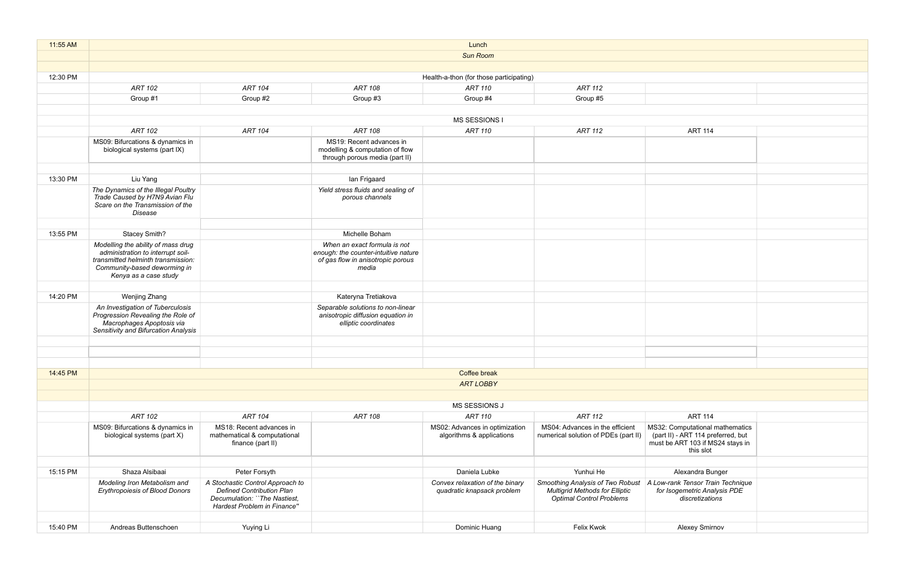| | | | | | | | |
|---|---|---|---|---|---|---|---|
| 11:55 AM | Lunch | | | | | | |
| | *Sun Room* | | | | | | |
| | | | | | | | |
| 12:30 PM | Health-a-thon (for those participating) | | | | | | |
| | *ART 102* | *ART 104* | *ART 108* | *ART 110* | *ART 112* | | |
| | Group #1 | Group #2 | Group #3 | Group #4 | Group #5 | | |
| | | | | | | | |
| | MS SESSIONS I | | | | | | |
| | *ART 102* | *ART 104* | *ART 108* | *ART 110* | *ART 112* | ART 114 | |
| | MS09: Bifurcations & dynamics in biological systems (part IX) | | MS19: Recent advances in modelling & computation of flow through porous media (part II) | | | | |
| | | | | | | | |
| 13:30 PM | Liu Yang | | Ian Frigaard | | | | |
| | *The Dynamics of the Illegal Poultry Trade Caused by H7N9 Avian Flu Scare on the Transmission of the Disease* | | *Yield stress fluids and sealing of porous channels* | | | | |
| | | | | | | | |
| 13:55 PM | Stacey Smith? | | Michelle Boham | | | | |
| | *Modelling the ability of mass drug administration to interrupt soil-transmitted helminth transmission: Community-based deworming in Kenya as a case study* | | *When an exact formula is not enough: the counter-intuitive nature of gas flow in anisotropic porous media* | | | | |
| | | | | | | | |
| 14:20 PM | Wenjing Zhang | | Kateryna Tretiakova | | | | |
| | *An Investigation of Tuberculosis Progression Revealing the Role of Macrophages Apoptosis via Sensitivity and Bifurcation Analysis* | | *Separable solutions to non-linear anisotropic diffusion equation in elliptic coordinates* | | | | |
| | | | | | | | |
| | | | | | | | |
| | | | | | | | |
| 14:45 PM | Coffee break | | | | | | |
| | *ART LOBBY* | | | | | | |
| | | | | | | | |
| | MS SESSIONS J | | | | | | |
| | *ART 102* | *ART 104* | *ART 108* | *ART 110* | *ART 112* | ART 114 | |
| | MS09: Bifurcations & dynamics in biological systems (part X) | MS18: Recent advances in mathematical & computational finance (part II) | | MS02: Advances in optimization algorithms & applications | MS04: Advances in the efficient numerical solution of PDEs (part II) | MS32: Computational mathematics (part II) - ART 114 preferred, but must be ART 103 if MS24 stays in this slot | |
| | | | | | | | |
| 15:15 PM | Shaza Alsibaai | Peter Forsyth | | Daniela Lubke | Yunhui He | Alexandra Bunger | |
| | *Modeling Iron Metabolism and Erythropoiesis of Blood Donors* | *A Stochastic Control Approach to Defined Contribution Plan Decumulation: ``The Nastiest, Hardest Problem in Finance"* | | *Convex relaxation of the binary quadratic knapsack problem* | *Smoothing Analysis of Two Robust Multigrid Methods for Elliptic Optimal Control Problems* | *A Low-rank Tensor Train Technique for Isogemetric Analysis PDE discretizations* | |
| | | | | | | | |
| 15:40 PM | Andreas Buttenschoen | Yuying Li | | Dominic Huang | Felix Kwok | Alexey Smirnov | |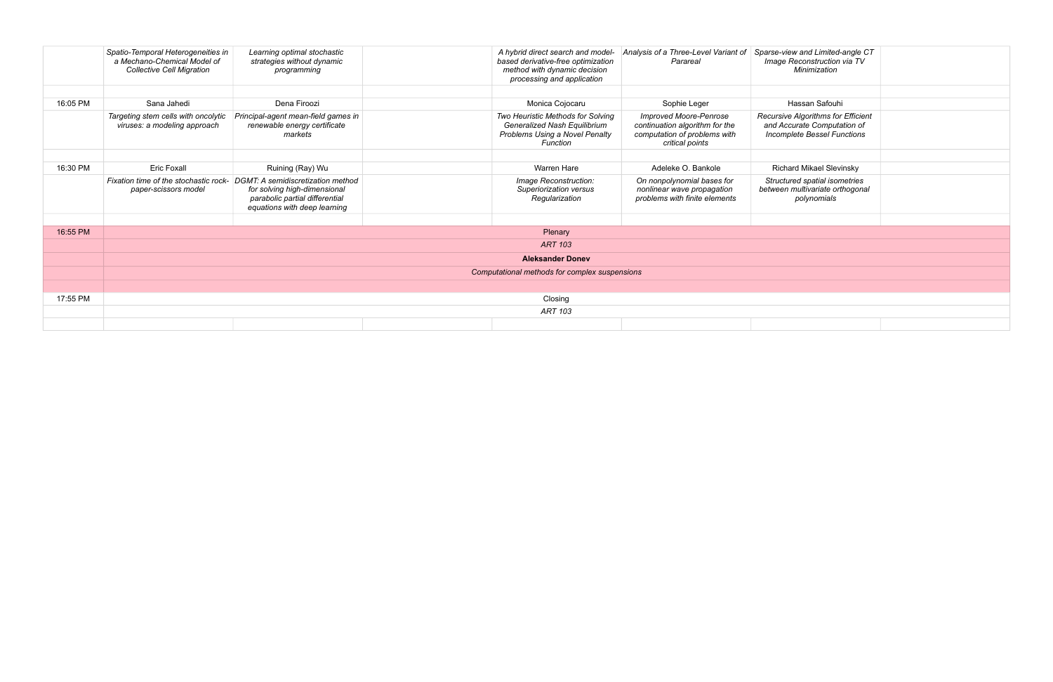| | | | | | | | |
|---|---|---|---|---|---|---|---|
| | *Spatio-Temporal Heterogeneities in a Mechano-Chemical Model of Collective Cell Migration* | *Learning optimal stochastic strategies without dynamic programming* | | *A hybrid direct search and model-based derivative-free optimization method with dynamic decision processing and application* | *Analysis of a Three-Level Variant of Parareal* | *Sparse-view and Limited-angle CT Image Reconstruction via TV Minimization* | |
| | | | | | | | |
| 16:05 PM | Sana Jahedi | Dena Firoozi | | Monica Cojocaru | Sophie Leger | Hassan Safouhi | |
| | *Targeting stem cells with oncolytic viruses: a modeling approach* | *Principal-agent mean-field games in renewable energy certificate markets* | | *Two Heuristic Methods for Solving Generalized Nash Equilibrium Problems Using a Novel Penalty Function* | *Improved Moore-Penrose continuation algorithm for the computation of problems with critical points* | *Recursive Algorithms for Efficient and Accurate Computation of Incomplete Bessel Functions* | |
| | | | | | | | |
| 16:30 PM | Eric Foxall | Ruining (Ray) Wu | | Warren Hare | Adeleke O. Bankole | Richard Mikael Slevinsky | |
| | *Fixation time of the stochastic rock-paper-scissors model* | *DGMT: A semidiscretization method for solving high-dimensional parabolic partial differential equations with deep learning* | | *Image Reconstruction: Superiorization versus Regularization* | *On nonpolynomial bases for nonlinear wave propagation problems with finite elements* | *Structured spatial isometries between multivariate orthogonal polynomials* | |
| | | | | | | | |
| 16:55 PM | Plenary | | | | | | |
| | *ART 103* | | | | | | |
| | **Aleksander Donev** | | | | | | |
| | *Computational methods for complex suspensions* | | | | | | |
| | | | | | | | |
| 17:55 PM | Closing | | | | | | |
| | *ART 103* | | | | | | |
| | | | | | | | |